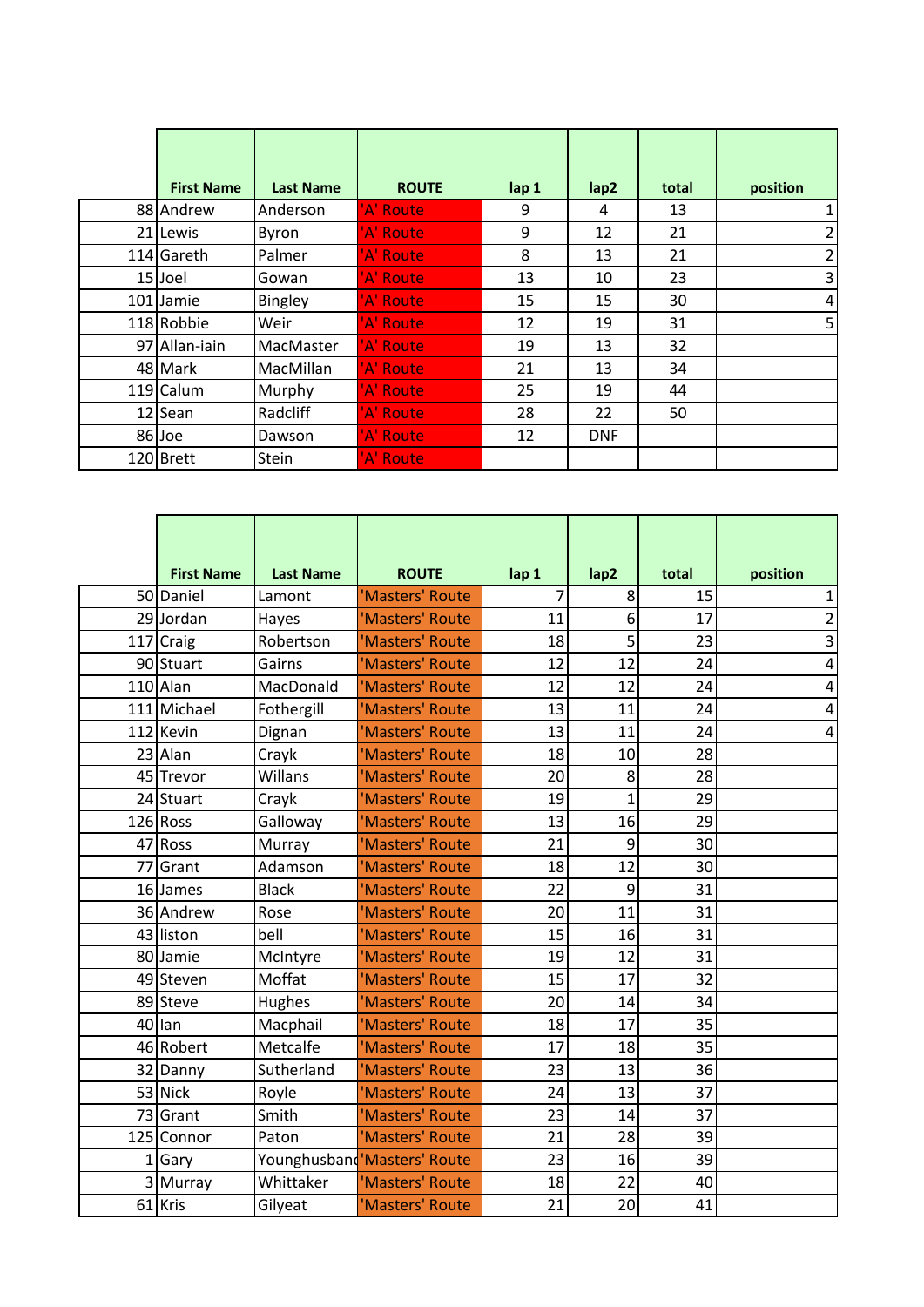| | First Name | Last Name | ROUTE | lap 1 | lap2 | total | position |
|---|---|---|---|---|---|---|---|
| 88 | Andrew | Anderson | 'A' Route | 9 | 4 | 13 | 1 |
| 21 | Lewis | Byron | 'A' Route | 9 | 12 | 21 | 2 |
| 114 | Gareth | Palmer | 'A' Route | 8 | 13 | 21 | 2 |
| 15 | Joel | Gowan | 'A' Route | 13 | 10 | 23 | 3 |
| 101 | Jamie | Bingley | 'A' Route | 15 | 15 | 30 | 4 |
| 118 | Robbie | Weir | 'A' Route | 12 | 19 | 31 | 5 |
| 97 | Allan-iain | MacMaster | 'A' Route | 19 | 13 | 32 | |
| 48 | Mark | MacMillan | 'A' Route | 21 | 13 | 34 | |
| 119 | Calum | Murphy | 'A' Route | 25 | 19 | 44 | |
| 12 | Sean | Radcliff | 'A' Route | 28 | 22 | 50 | |
| 86 | Joe | Dawson | 'A' Route | 12 | DNF | | |
| 120 | Brett | Stein | 'A' Route | | | | |

| | First Name | Last Name | ROUTE | lap 1 | lap2 | total | position |
|---|---|---|---|---|---|---|---|
| 50 | Daniel | Lamont | 'Masters' Route | 7 | 8 | 15 | 1 |
| 29 | Jordan | Hayes | 'Masters' Route | 11 | 6 | 17 | 2 |
| 117 | Craig | Robertson | 'Masters' Route | 18 | 5 | 23 | 3 |
| 90 | Stuart | Gairns | 'Masters' Route | 12 | 12 | 24 | 4 |
| 110 | Alan | MacDonald | 'Masters' Route | 12 | 12 | 24 | 4 |
| 111 | Michael | Fothergill | 'Masters' Route | 13 | 11 | 24 | 4 |
| 112 | Kevin | Dignan | 'Masters' Route | 13 | 11 | 24 | 4 |
| 23 | Alan | Crayk | 'Masters' Route | 18 | 10 | 28 | |
| 45 | Trevor | Willans | 'Masters' Route | 20 | 8 | 28 | |
| 24 | Stuart | Crayk | 'Masters' Route | 19 | 1 | 29 | |
| 126 | Ross | Galloway | 'Masters' Route | 13 | 16 | 29 | |
| 47 | Ross | Murray | 'Masters' Route | 21 | 9 | 30 | |
| 77 | Grant | Adamson | 'Masters' Route | 18 | 12 | 30 | |
| 16 | James | Black | 'Masters' Route | 22 | 9 | 31 | |
| 36 | Andrew | Rose | 'Masters' Route | 20 | 11 | 31 | |
| 43 | liston | bell | 'Masters' Route | 15 | 16 | 31 | |
| 80 | Jamie | McIntyre | 'Masters' Route | 19 | 12 | 31 | |
| 49 | Steven | Moffat | 'Masters' Route | 15 | 17 | 32 | |
| 89 | Steve | Hughes | 'Masters' Route | 20 | 14 | 34 | |
| 40 | Ian | Macphail | 'Masters' Route | 18 | 17 | 35 | |
| 46 | Robert | Metcalfe | 'Masters' Route | 17 | 18 | 35 | |
| 32 | Danny | Sutherland | 'Masters' Route | 23 | 13 | 36 | |
| 53 | Nick | Royle | 'Masters' Route | 24 | 13 | 37 | |
| 73 | Grant | Smith | 'Masters' Route | 23 | 14 | 37 | |
| 125 | Connor | Paton | 'Masters' Route | 21 | 28 | 39 | |
| 1 | Gary | Younghusband | 'Masters' Route | 23 | 16 | 39 | |
| 3 | Murray | Whittaker | 'Masters' Route | 18 | 22 | 40 | |
| 61 | Kris | Gilyeat | 'Masters' Route | 21 | 20 | 41 | |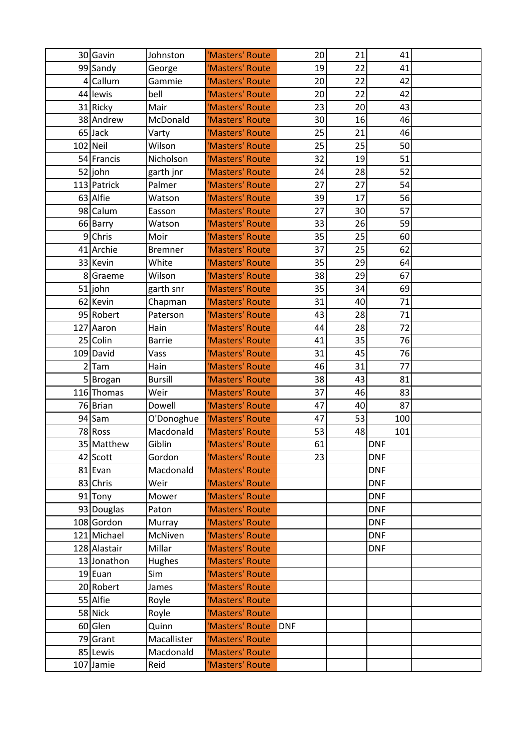| | | | | | | | |
|---|---|---|---|---|---|---|---|
| 30 | Gavin | Johnston | 'Masters' Route | 20 | 21 | 41 | |
| 99 | Sandy | George | 'Masters' Route | 19 | 22 | 41 | |
| 4 | Callum | Gammie | 'Masters' Route | 20 | 22 | 42 | |
| 44 | lewis | bell | 'Masters' Route | 20 | 22 | 42 | |
| 31 | Ricky | Mair | 'Masters' Route | 23 | 20 | 43 | |
| 38 | Andrew | McDonald | 'Masters' Route | 30 | 16 | 46 | |
| 65 | Jack | Varty | 'Masters' Route | 25 | 21 | 46 | |
| 102 | Neil | Wilson | 'Masters' Route | 25 | 25 | 50 | |
| 54 | Francis | Nicholson | 'Masters' Route | 32 | 19 | 51 | |
| 52 | john | garth jnr | 'Masters' Route | 24 | 28 | 52 | |
| 113 | Patrick | Palmer | 'Masters' Route | 27 | 27 | 54 | |
| 63 | Alfie | Watson | 'Masters' Route | 39 | 17 | 56 | |
| 98 | Calum | Easson | 'Masters' Route | 27 | 30 | 57 | |
| 66 | Barry | Watson | 'Masters' Route | 33 | 26 | 59 | |
| 9 | Chris | Moir | 'Masters' Route | 35 | 25 | 60 | |
| 41 | Archie | Bremner | 'Masters' Route | 37 | 25 | 62 | |
| 33 | Kevin | White | 'Masters' Route | 35 | 29 | 64 | |
| 8 | Graeme | Wilson | 'Masters' Route | 38 | 29 | 67 | |
| 51 | john | garth snr | 'Masters' Route | 35 | 34 | 69 | |
| 62 | Kevin | Chapman | 'Masters' Route | 31 | 40 | 71 | |
| 95 | Robert | Paterson | 'Masters' Route | 43 | 28 | 71 | |
| 127 | Aaron | Hain | 'Masters' Route | 44 | 28 | 72 | |
| 25 | Colin | Barrie | 'Masters' Route | 41 | 35 | 76 | |
| 109 | David | Vass | 'Masters' Route | 31 | 45 | 76 | |
| 2 | Tam | Hain | 'Masters' Route | 46 | 31 | 77 | |
| 5 | Brogan | Bursill | 'Masters' Route | 38 | 43 | 81 | |
| 116 | Thomas | Weir | 'Masters' Route | 37 | 46 | 83 | |
| 76 | Brian | Dowell | 'Masters' Route | 47 | 40 | 87 | |
| 94 | Sam | O'Donoghue | 'Masters' Route | 47 | 53 | 100 | |
| 78 | Ross | Macdonald | 'Masters' Route | 53 | 48 | 101 | |
| 35 | Matthew | Giblin | 'Masters' Route | 61 | | DNF | |
| 42 | Scott | Gordon | 'Masters' Route | 23 | | DNF | |
| 81 | Evan | Macdonald | 'Masters' Route | | | DNF | |
| 83 | Chris | Weir | 'Masters' Route | | | DNF | |
| 91 | Tony | Mower | 'Masters' Route | | | DNF | |
| 93 | Douglas | Paton | 'Masters' Route | | | DNF | |
| 108 | Gordon | Murray | 'Masters' Route | | | DNF | |
| 121 | Michael | McNiven | 'Masters' Route | | | DNF | |
| 128 | Alastair | Millar | 'Masters' Route | | | DNF | |
| 13 | Jonathon | Hughes | 'Masters' Route | | | | |
| 19 | Euan | Sim | 'Masters' Route | | | | |
| 20 | Robert | James | 'Masters' Route | | | | |
| 55 | Alfie | Royle | 'Masters' Route | | | | |
| 58 | Nick | Royle | 'Masters' Route | | | | |
| 60 | Glen | Quinn | 'Masters' Route | DNF | | | |
| 79 | Grant | Macallister | 'Masters' Route | | | | |
| 85 | Lewis | Macdonald | 'Masters' Route | | | | |
| 107 | Jamie | Reid | 'Masters' Route | | | | |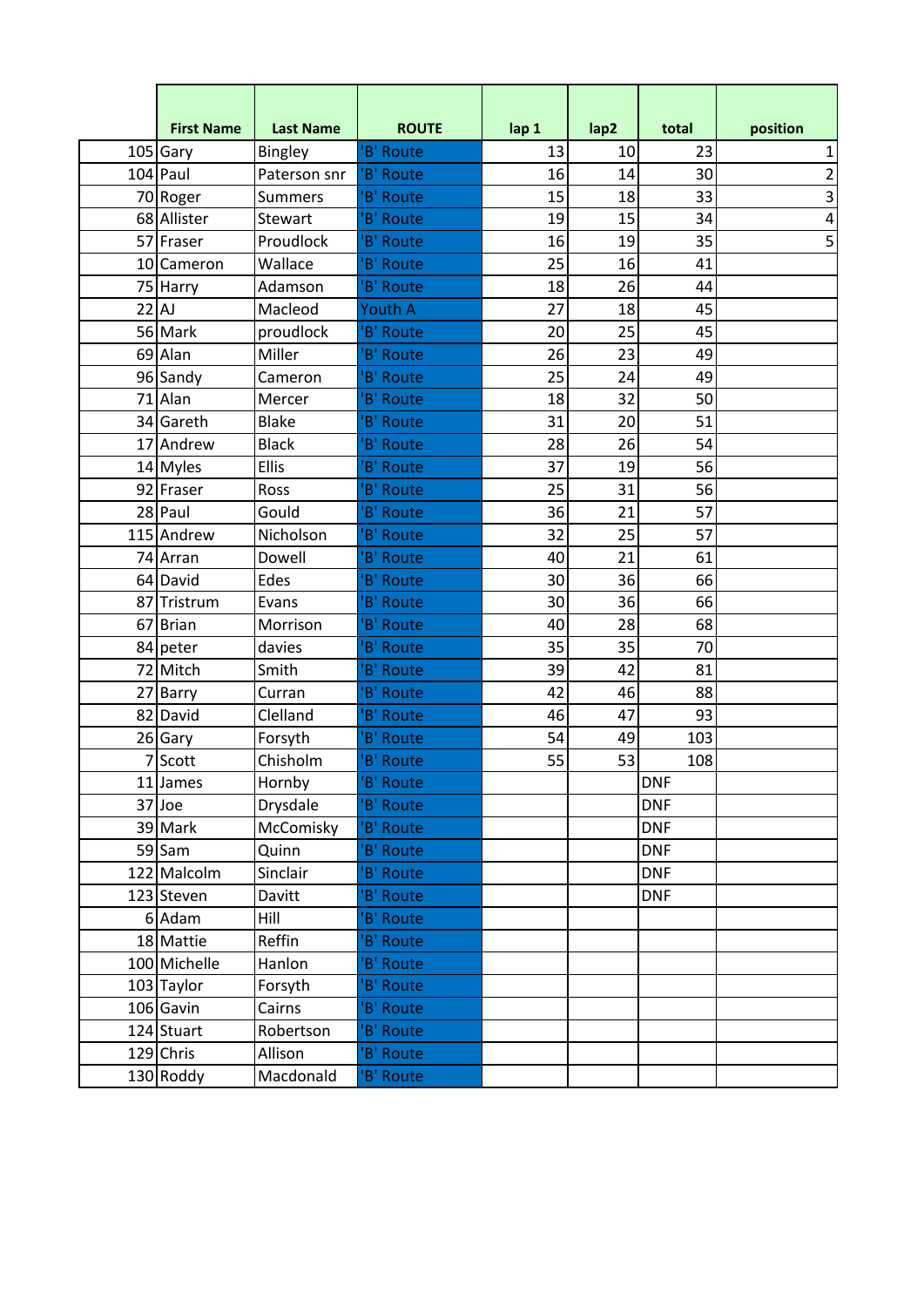| | First Name | Last Name | ROUTE | lap 1 | lap2 | total | position |
|---|---|---|---|---|---|---|---|
| 105 | Gary | Bingley | 'B' Route | 13 | 10 | 23 | 1 |
| 104 | Paul | Paterson snr | 'B' Route | 16 | 14 | 30 | 2 |
| 70 | Roger | Summers | 'B' Route | 15 | 18 | 33 | 3 |
| 68 | Allister | Stewart | 'B' Route | 19 | 15 | 34 | 4 |
| 57 | Fraser | Proudlock | 'B' Route | 16 | 19 | 35 | 5 |
| 10 | Cameron | Wallace | 'B' Route | 25 | 16 | 41 | |
| 75 | Harry | Adamson | 'B' Route | 18 | 26 | 44 | |
| 22 | AJ | Macleod | Youth A | 27 | 18 | 45 | |
| 56 | Mark | proudlock | 'B' Route | 20 | 25 | 45 | |
| 69 | Alan | Miller | 'B' Route | 26 | 23 | 49 | |
| 96 | Sandy | Cameron | 'B' Route | 25 | 24 | 49 | |
| 71 | Alan | Mercer | 'B' Route | 18 | 32 | 50 | |
| 34 | Gareth | Blake | 'B' Route | 31 | 20 | 51 | |
| 17 | Andrew | Black | 'B' Route | 28 | 26 | 54 | |
| 14 | Myles | Ellis | 'B' Route | 37 | 19 | 56 | |
| 92 | Fraser | Ross | 'B' Route | 25 | 31 | 56 | |
| 28 | Paul | Gould | 'B' Route | 36 | 21 | 57 | |
| 115 | Andrew | Nicholson | 'B' Route | 32 | 25 | 57 | |
| 74 | Arran | Dowell | 'B' Route | 40 | 21 | 61 | |
| 64 | David | Edes | 'B' Route | 30 | 36 | 66 | |
| 87 | Tristrum | Evans | 'B' Route | 30 | 36 | 66 | |
| 67 | Brian | Morrison | 'B' Route | 40 | 28 | 68 | |
| 84 | peter | davies | 'B' Route | 35 | 35 | 70 | |
| 72 | Mitch | Smith | 'B' Route | 39 | 42 | 81 | |
| 27 | Barry | Curran | 'B' Route | 42 | 46 | 88 | |
| 82 | David | Clelland | 'B' Route | 46 | 47 | 93 | |
| 26 | Gary | Forsyth | 'B' Route | 54 | 49 | 103 | |
| 7 | Scott | Chisholm | 'B' Route | 55 | 53 | 108 | |
| 11 | James | Hornby | 'B' Route | | | DNF | |
| 37 | Joe | Drysdale | 'B' Route | | | DNF | |
| 39 | Mark | McComisky | 'B' Route | | | DNF | |
| 59 | Sam | Quinn | 'B' Route | | | DNF | |
| 122 | Malcolm | Sinclair | 'B' Route | | | DNF | |
| 123 | Steven | Davitt | 'B' Route | | | DNF | |
| 6 | Adam | Hill | 'B' Route | | | | |
| 18 | Mattie | Reffin | 'B' Route | | | | |
| 100 | Michelle | Hanlon | 'B' Route | | | | |
| 103 | Taylor | Forsyth | 'B' Route | | | | |
| 106 | Gavin | Cairns | 'B' Route | | | | |
| 124 | Stuart | Robertson | 'B' Route | | | | |
| 129 | Chris | Allison | 'B' Route | | | | |
| 130 | Roddy | Macdonald | 'B' Route | | | | |